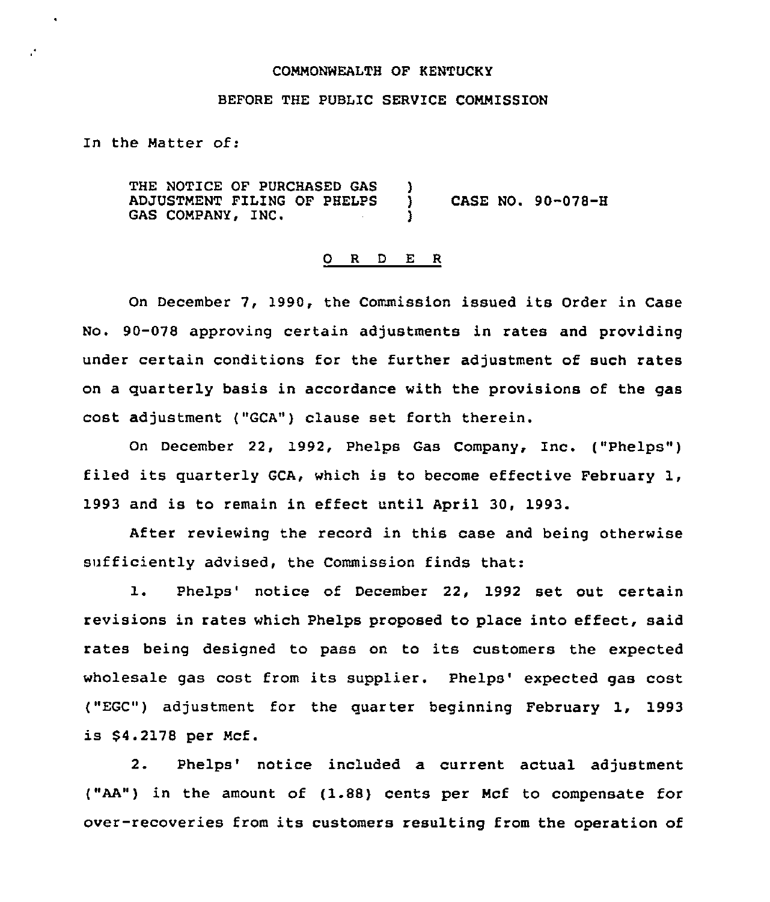COMMONWEALTH OF KENTUCKY

BEFORE THE PUBLIC SERVICE COMMISSION

In the Matter of:

THE NOTICE OF PURCHASED GAS ADJUSTMENT FILING OF PHELPS GAS COMPANY, INC. ) CASE NO. 90-078-H

## O R D E R

On December 7, 1990, the Commission issued its Order in Case No. 90-078 approving certain adjustments in rates and providing under certain conditions for the further adjustment of such rates on a quarterly basis in accordance with the provisions of the gas cost adjustment ("GCA") clause set forth therein.

On December 22, 1992, Phelps Gas Company, Inc. ("Phelps") filed its quarterly GCA, which is to become effective February 1, 1993 and is to remain in effect until April 30, 1993.

After reviewing the record in this case and being otherwise sufficiently advised, the Commission finds that:

1. Phelps' notice of December 22, 1992 set out certain revisions in rates which Phelps proposed to place into effect, said rates being designed to pass on to its customers the expected wholesale gas cost from its supplier. Phelps' expected gas cost ("EGC") adjustment for the quarter beginning February 1, 1993 is $4.2178 per Mcf.

2. Phelps' notice included a current actual adjustment ("AA") in the amount of (1.88) cents per Mcf to compensate for over-recoveries from its customers resulting from the operation of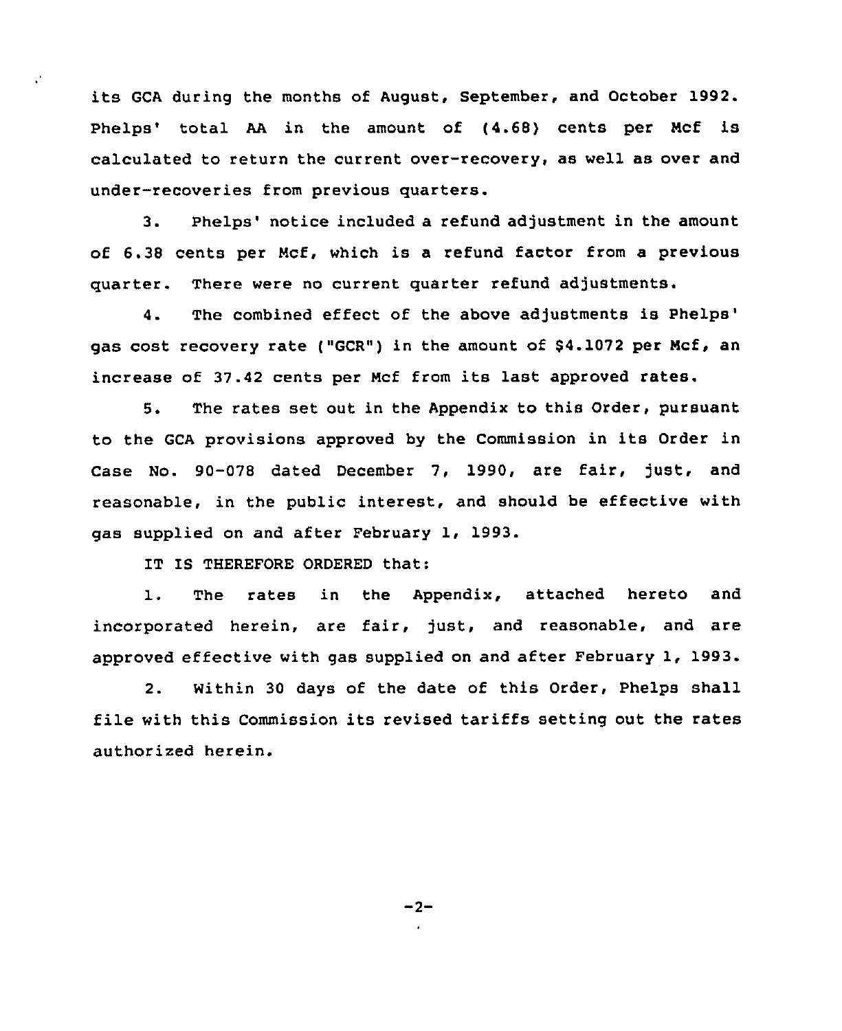its GCA during the months of August, September, and October 1992. Phelps' total AA in the amount of (4.68) cents per Mcf is calculated to return the current over-recovery, as well as over and under-recoveries from previous quarters.

3. Phelps' notice included a refund adjustment in the amount of 6.38 cents per Mcf, which is a refund factor from a previous quarter. There were no current quarter refund adjustments.

4. The combined effect of the above adjustments is Phelps' gas cost recovery rate ("GCR") in the amount of $4.1072 per Mcf, an increase of 37.42 cents per Mcf from its last approved rates.

5. The rates set out in the Appendix to this Order, pursuant to the GCA provisions approved by the Commission in its Order in Case No. 90-078 dated December 7, 1990, are fair, just, and reasonable, in the public interest, and should be effective with gas supplied on and after February 1, 1993.

IT IS THEREFORE ORDERED that:

1. The rates in the Appendix, attached hereto and incorporated herein, are fair, just, and reasonable, and are approved effective with gas supplied on and after February 1, 1993.

2. Within 30 days of the date of this Order, Phelps shall file with this Commission its revised tariffs setting out the rates authorized herein.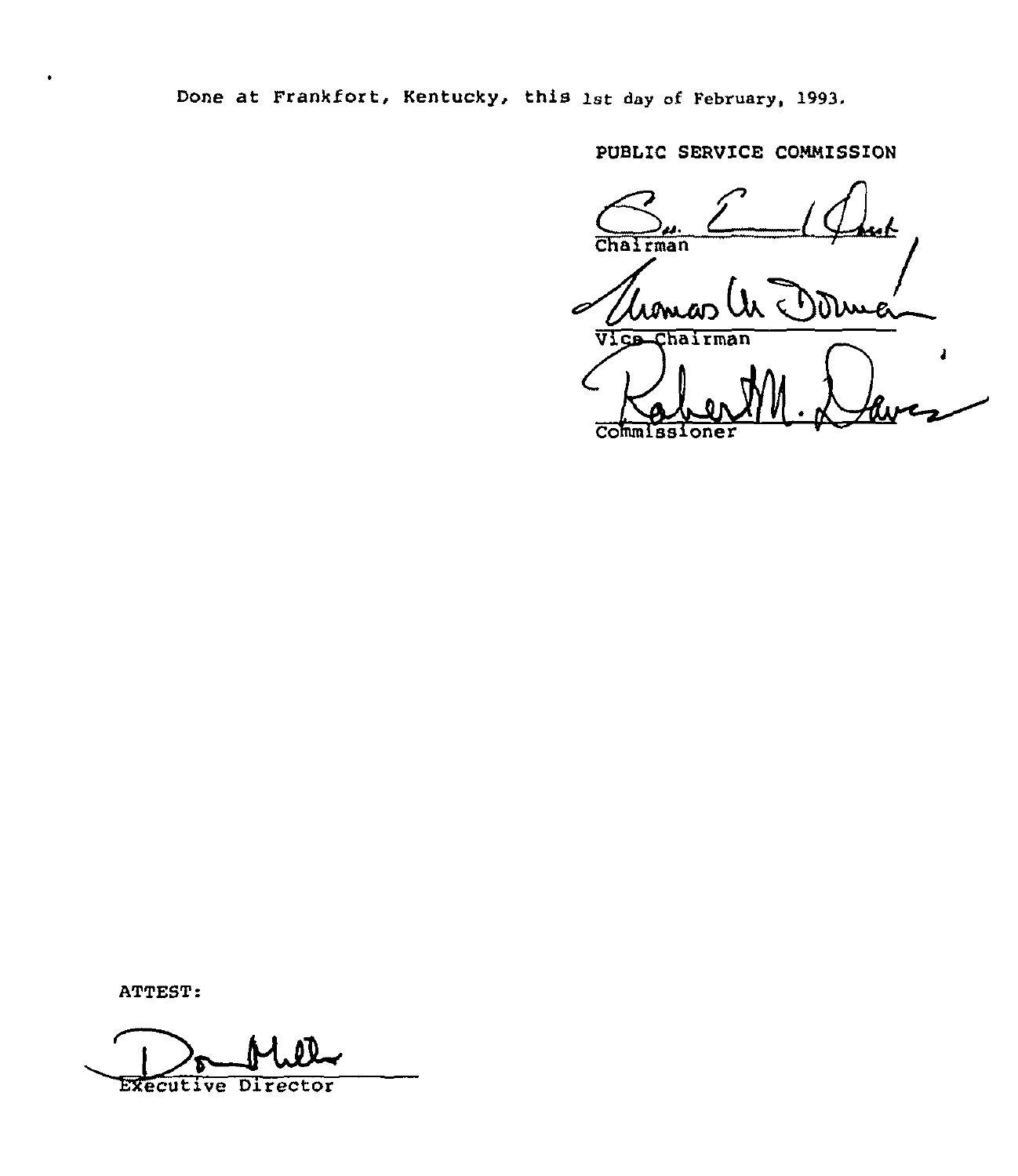Done at Frankfort, Kentucky, this 1st day of February, 1993.

PUBLIC SERVICE COMMISSION

Chairman

Vice Chairman

Commissioner

ATTEST:

Executive Director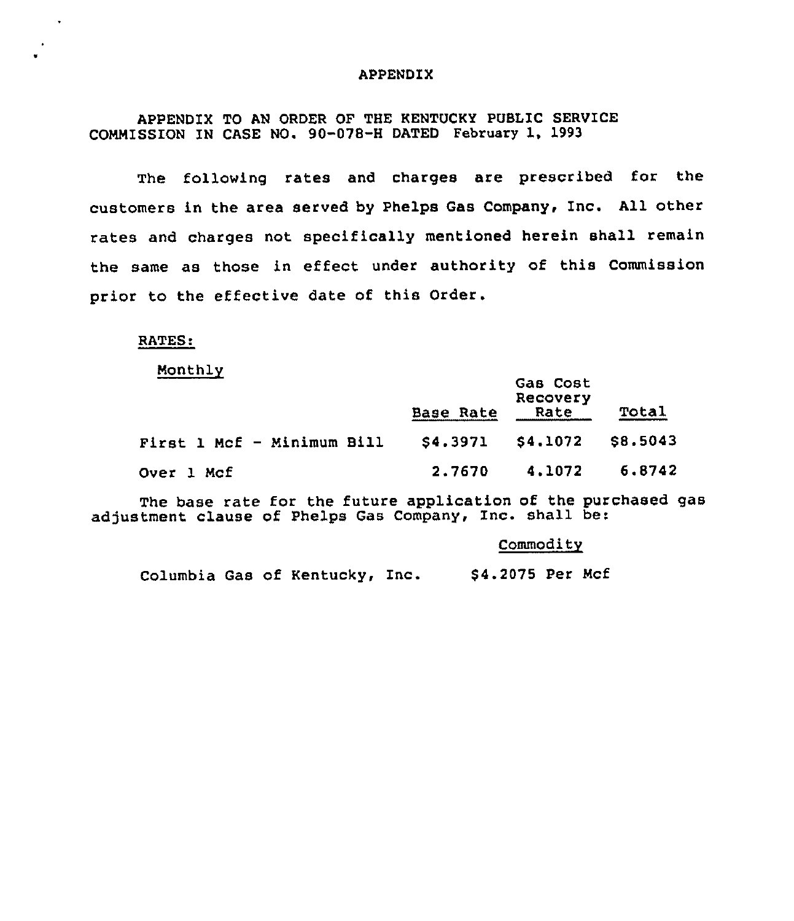# APPENDIX

APPENDIX TO AN ORDER OF THE KENTUCKY PUBLIC SERVICE COMMISSION IN CASE NO. 90-078-H DATED February 1, 1993

The following rates and charges are prescribed for the customers in the area served by Phelps Gas Company, Inc. All other rates and charges not specifically mentioned herein shall remain the same as those in effect under authority of this Commission prior to the effective date of this Order.

RATES:

Monthly

| | Base Rate | Gas Cost Recovery Rate | Total |
|---|---|---|---|
| First 1 Mcf - Minimum Bill | $4.3971 | $4.1072 | $8.5043 |
| Over 1 Mcf | 2.7670 | 4.1072 | 6.8742 |

The base rate for the future application of the purchased gas adjustment clause of Phelps Gas Company, Inc. shall be:

| | Commodity |
|---|---|
| Columbia Gas of Kentucky, Inc. | $4.2075 Per Mcf |